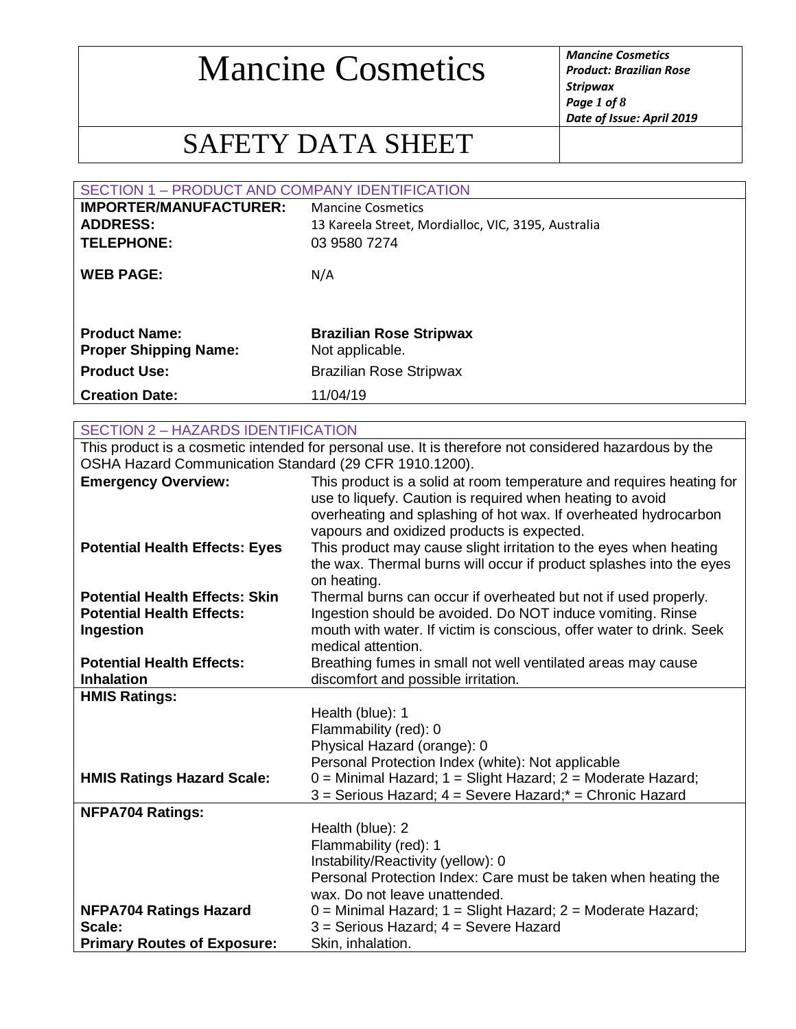# Mancine Cosmetics

# SAFETY DATA SHEET

## SECTION 1 – PRODUCT AND COMPANY IDENTIFICATION

| | |
|---|---|
| **IMPORTER/MANUFACTURER:** | Mancine Cosmetics |
| **ADDRESS:** | 13 Kareela Street, Mordialloc, VIC, 3195, Australia |
| **TELEPHONE:** | 03 9580 7274 |
| **WEB PAGE:** | N/A |
| **Product Name:** | **Brazilian Rose Stripwax** |
| **Proper Shipping Name:** | Not applicable. |
| **Product Use:** | Brazilian Rose Stripwax |
| **Creation Date:** | 11/04/19 |

## SECTION 2 – HAZARDS IDENTIFICATION

This product is a cosmetic intended for personal use. It is therefore not considered hazardous by the OSHA Hazard Communication Standard (29 CFR 1910.1200).

| | |
|---|---|
| **Emergency Overview:** | This product is a solid at room temperature and requires heating for use to liquefy. Caution is required when heating to avoid overheating and splashing of hot wax. If overheated hydrocarbon vapours and oxidized products is expected. |
| **Potential Health Effects: Eyes** | This product may cause slight irritation to the eyes when heating the wax. Thermal burns will occur if product splashes into the eyes on heating. |
| **Potential Health Effects: Skin** | Thermal burns can occur if overheated but not if used properly. |
| **Potential Health Effects: Ingestion** | Ingestion should be avoided. Do NOT induce vomiting. Rinse mouth with water. If victim is conscious, offer water to drink. Seek medical attention. |
| **Potential Health Effects: Inhalation** | Breathing fumes in small not well ventilated areas may cause discomfort and possible irritation. |
| **HMIS Ratings:** | Health (blue): 1<br>Flammability (red): 0<br>Physical Hazard (orange): 0<br>Personal Protection Index (white): Not applicable |
| **HMIS Ratings Hazard Scale:** | 0 = Minimal Hazard; 1 = Slight Hazard; 2 = Moderate Hazard; 3 = Serious Hazard; 4 = Severe Hazard;* = Chronic Hazard |
| **NFPA704 Ratings:** | Health (blue): 2<br>Flammability (red): 1<br>Instability/Reactivity (yellow): 0<br>Personal Protection Index: Care must be taken when heating the wax. Do not leave unattended. |
| **NFPA704 Ratings Hazard Scale:** | 0 = Minimal Hazard; 1 = Slight Hazard; 2 = Moderate Hazard; 3 = Serious Hazard; 4 = Severe Hazard |
| **Primary Routes of Exposure:** | Skin, inhalation. |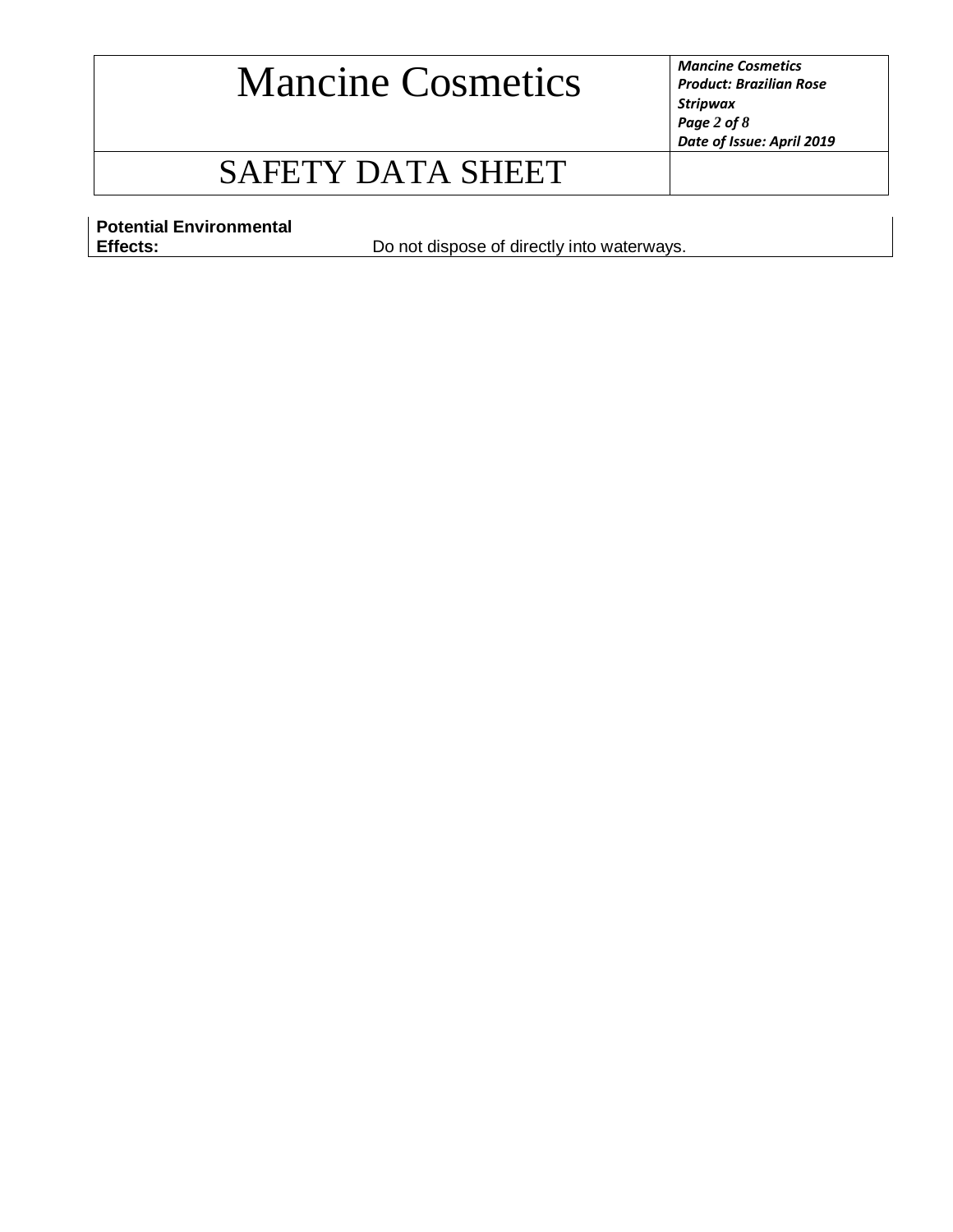| **Potential Environmental Effects:** | Do not dispose of directly into waterways. |
|---|---|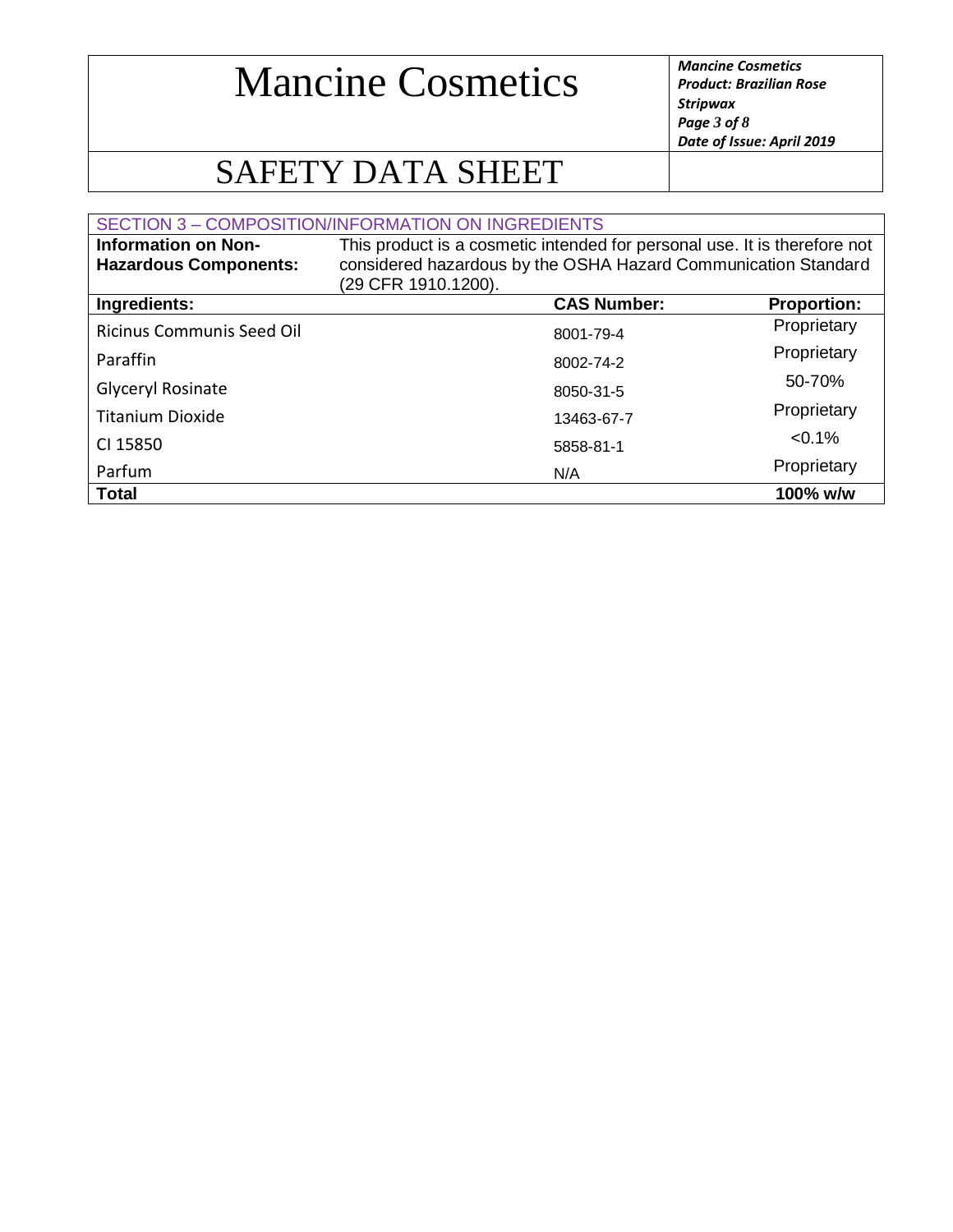## SECTION 3 – COMPOSITION/INFORMATION ON INGREDIENTS

**Information on Non-Hazardous Components:** This product is a cosmetic intended for personal use. It is therefore not considered hazardous by the OSHA Hazard Communication Standard (29 CFR 1910.1200).

| Ingredients: | CAS Number: | Proportion: |
|---|---|---|
| Ricinus Communis Seed Oil | 8001-79-4 | Proprietary |
| Paraffin | 8002-74-2 | Proprietary |
| Glyceryl Rosinate | 8050-31-5 | 50-70% |
| Titanium Dioxide | 13463-67-7 | Proprietary |
| CI 15850 | 5858-81-1 | <0.1% |
| Parfum | N/A | Proprietary |
| **Total** | | **100% w/w** |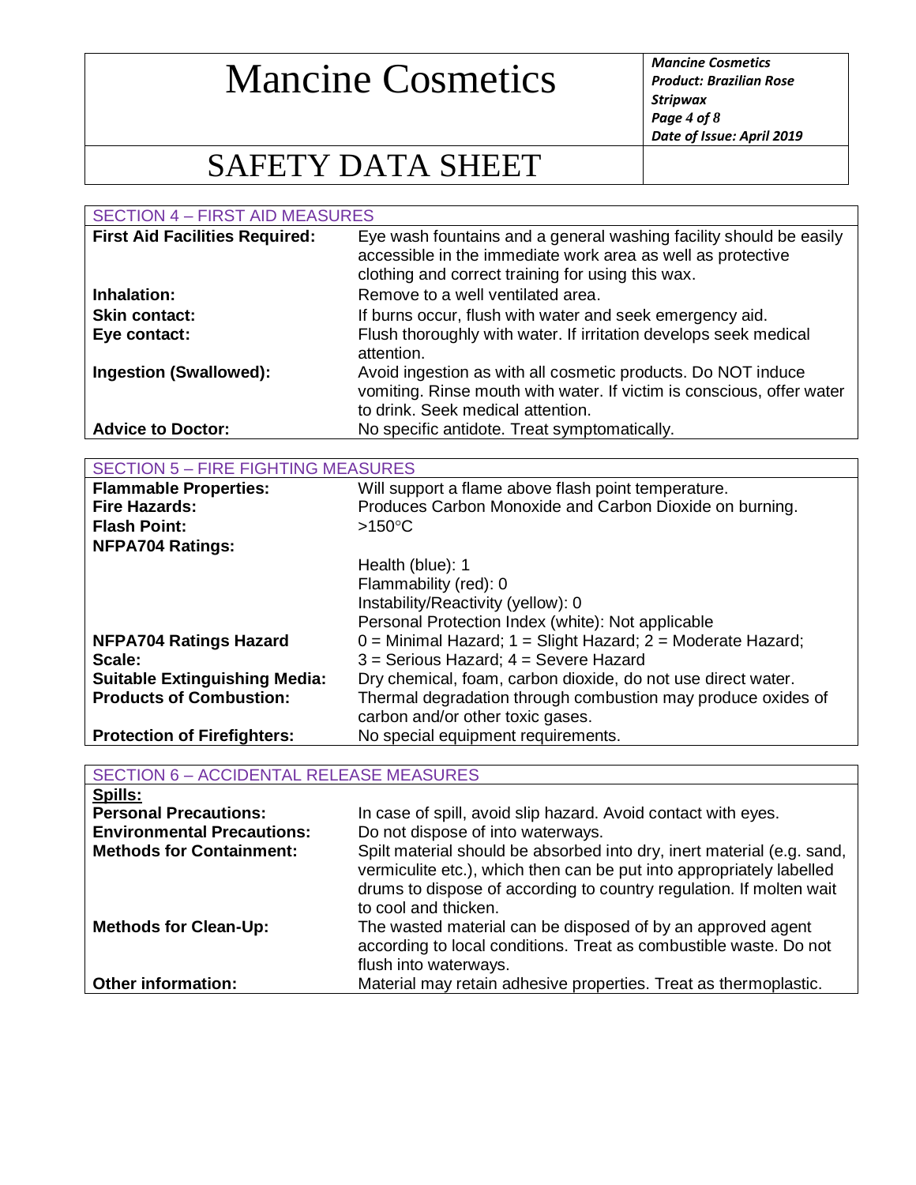## SECTION 4 – FIRST AID MEASURES

| | |
|---|---|
| **First Aid Facilities Required:** | Eye wash fountains and a general washing facility should be easily accessible in the immediate work area as well as protective clothing and correct training for using this wax. |
| **Inhalation:** | Remove to a well ventilated area. |
| **Skin contact:** | If burns occur, flush with water and seek emergency aid. |
| **Eye contact:** | Flush thoroughly with water. If irritation develops seek medical attention. |
| **Ingestion (Swallowed):** | Avoid ingestion as with all cosmetic products. Do NOT induce vomiting. Rinse mouth with water. If victim is conscious, offer water to drink. Seek medical attention. |
| **Advice to Doctor:** | No specific antidote. Treat symptomatically. |

## SECTION 5 – FIRE FIGHTING MEASURES

| | |
|---|---|
| **Flammable Properties:** | Will support a flame above flash point temperature. |
| **Fire Hazards:** | Produces Carbon Monoxide and Carbon Dioxide on burning. |
| **Flash Point:** | >150°C |
| **NFPA704 Ratings:** | Health (blue): 1<br>Flammability (red): 0<br>Instability/Reactivity (yellow): 0<br>Personal Protection Index (white): Not applicable |
| **NFPA704 Ratings Hazard Scale:** | 0 = Minimal Hazard; 1 = Slight Hazard; 2 = Moderate Hazard; 3 = Serious Hazard; 4 = Severe Hazard |
| **Suitable Extinguishing Media:** | Dry chemical, foam, carbon dioxide, do not use direct water. |
| **Products of Combustion:** | Thermal degradation through combustion may produce oxides of carbon and/or other toxic gases. |
| **Protection of Firefighters:** | No special equipment requirements. |

## SECTION 6 – ACCIDENTAL RELEASE MEASURES

**Spills:**

| | |
|---|---|
| **Personal Precautions:** | In case of spill, avoid slip hazard. Avoid contact with eyes. |
| **Environmental Precautions:** | Do not dispose of into waterways. |
| **Methods for Containment:** | Spilt material should be absorbed into dry, inert material (e.g. sand, vermiculite etc.), which then can be put into appropriately labelled drums to dispose of according to country regulation. If molten wait to cool and thicken. |
| **Methods for Clean-Up:** | The wasted material can be disposed of by an approved agent according to local conditions. Treat as combustible waste. Do not flush into waterways. |
| **Other information:** | Material may retain adhesive properties. Treat as thermoplastic. |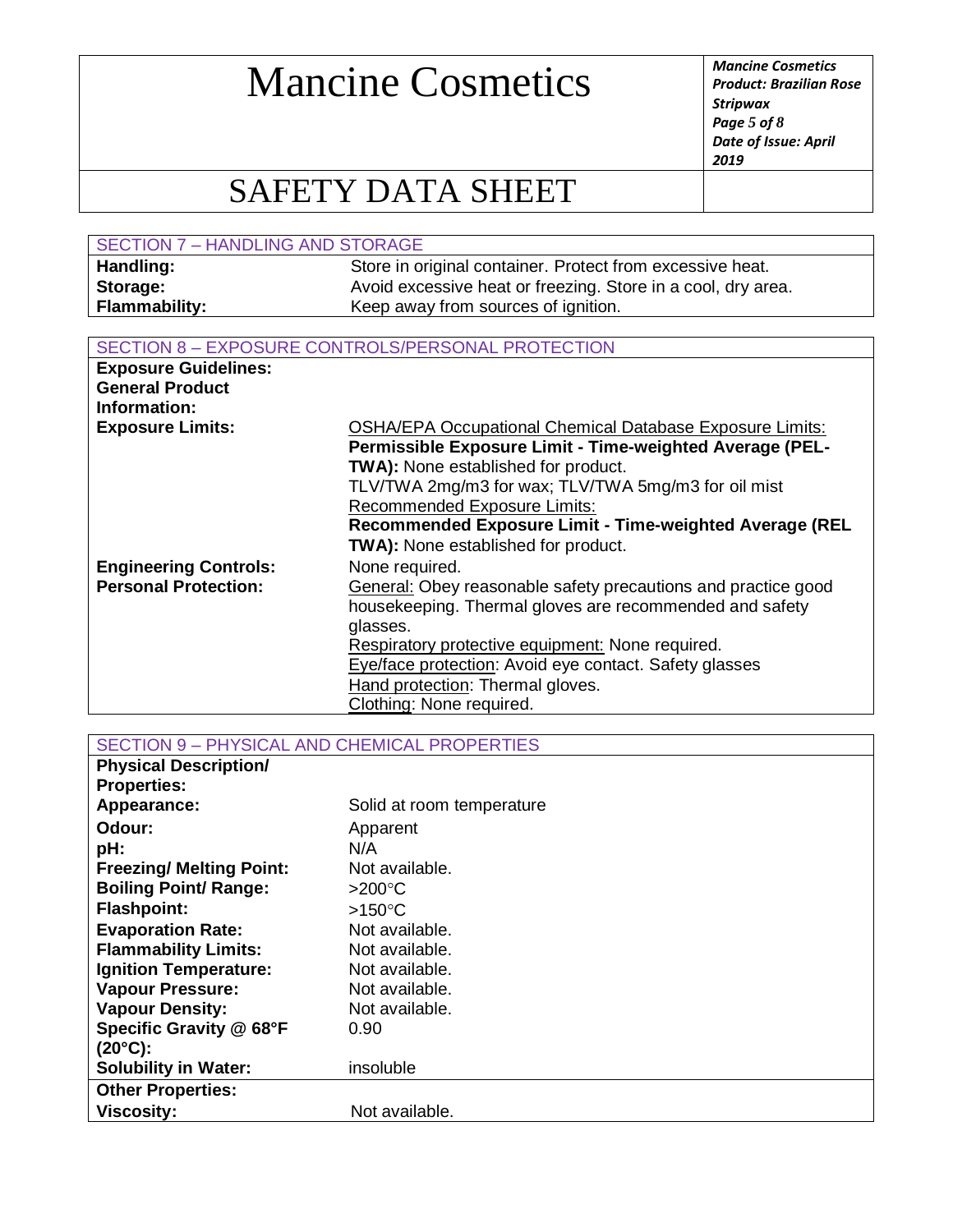## SECTION 7 – HANDLING AND STORAGE

| | |
|---|---|
| **Handling:** | Store in original container. Protect from excessive heat. |
| **Storage:** | Avoid excessive heat or freezing. Store in a cool, dry area. |
| **Flammability:** | Keep away from sources of ignition. |

## SECTION 8 – EXPOSURE CONTROLS/PERSONAL PROTECTION

| | |
|---|---|
| **Exposure Guidelines:** | |
| **General Product Information:** | |
| **Exposure Limits:** | OSHA/EPA Occupational Chemical Database Exposure Limits:<br>**Permissible Exposure Limit - Time-weighted Average (PEL-TWA):** None established for product.<br>TLV/TWA 2mg/m3 for wax; TLV/TWA 5mg/m3 for oil mist<br>Recommended Exposure Limits:<br>**Recommended Exposure Limit - Time-weighted Average (REL TWA):** None established for product. |
| **Engineering Controls:** | None required. |
| **Personal Protection:** | General: Obey reasonable safety precautions and practice good housekeeping. Thermal gloves are recommended and safety glasses.<br>Respiratory protective equipment: None required.<br>Eye/face protection: Avoid eye contact. Safety glasses<br>Hand protection: Thermal gloves.<br>Clothing: None required. |

## SECTION 9 – PHYSICAL AND CHEMICAL PROPERTIES

| | |
|---|---|
| **Physical Description/ Properties:** | |
| **Appearance:** | Solid at room temperature |
| **Odour:** | Apparent |
| **pH:** | N/A |
| **Freezing/ Melting Point:** | Not available. |
| **Boiling Point/ Range:** | >200°C |
| **Flashpoint:** | >150°C |
| **Evaporation Rate:** | Not available. |
| **Flammability Limits:** | Not available. |
| **Ignition Temperature:** | Not available. |
| **Vapour Pressure:** | Not available. |
| **Vapour Density:** | Not available. |
| **Specific Gravity @ 68°F (20°C):** | 0.90 |
| **Solubility in Water:** | insoluble |
| **Other Properties:** | |
| **Viscosity:** | Not available. |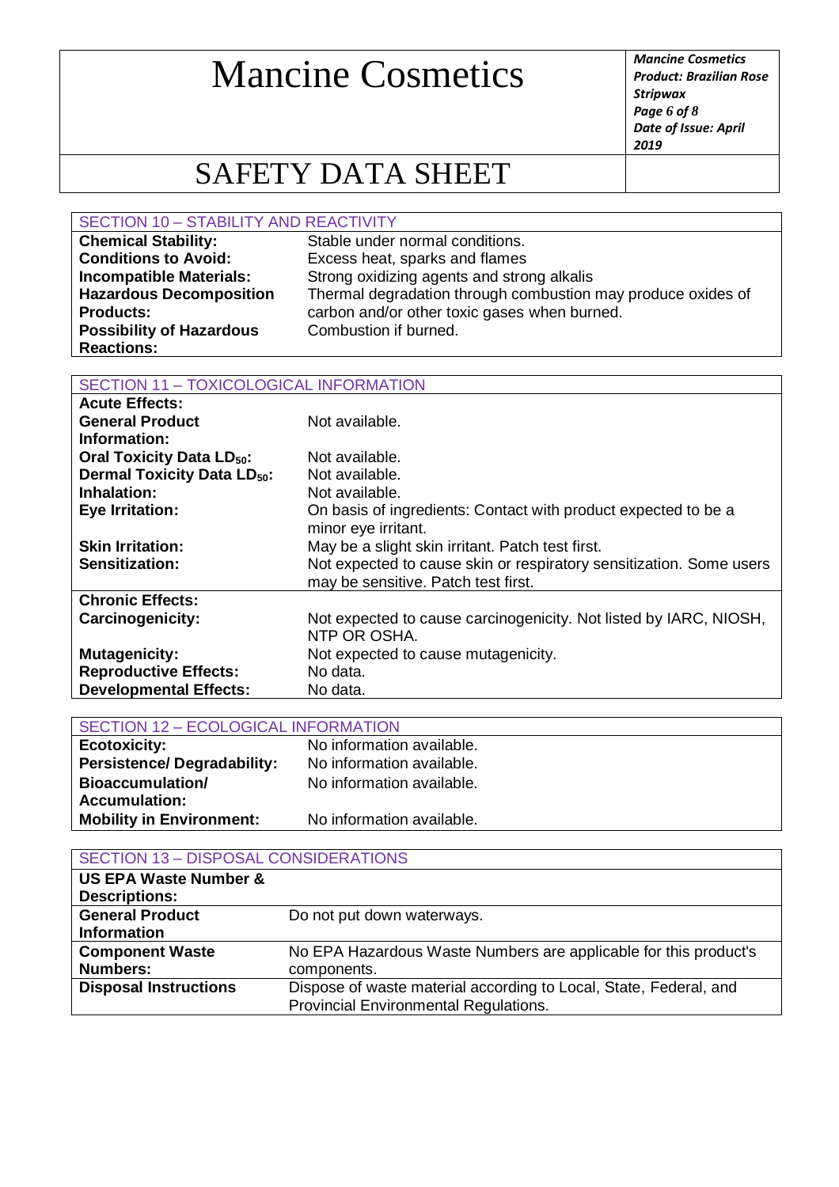# Mancine Cosmetics

## SAFETY DATA SHEET

| SECTION 10 – STABILITY AND REACTIVITY | |
|---|---|
| **Chemical Stability:** | Stable under normal conditions. |
| **Conditions to Avoid:** | Excess heat, sparks and flames |
| **Incompatible Materials:** | Strong oxidizing agents and strong alkalis |
| **Hazardous Decomposition Products:** | Thermal degradation through combustion may produce oxides of carbon and/or other toxic gases when burned. |
| **Possibility of Hazardous Reactions:** | Combustion if burned. |

| SECTION 11 – TOXICOLOGICAL INFORMATION | |
|---|---|
| **Acute Effects:** | |
| **General Product Information:** | Not available. |
| **Oral Toxicity Data $LD_{50}$:** | Not available. |
| **Dermal Toxicity Data $LD_{50}$:** | Not available. |
| **Inhalation:** | Not available. |
| **Eye Irritation:** | On basis of ingredients: Contact with product expected to be a minor eye irritant. |
| **Skin Irritation:** | May be a slight skin irritant. Patch test first. |
| **Sensitization:** | Not expected to cause skin or respiratory sensitization. Some users may be sensitive. Patch test first. |
| **Chronic Effects:** | |
| **Carcinogenicity:** | Not expected to cause carcinogenicity. Not listed by IARC, NIOSH, NTP OR OSHA. |
| **Mutagenicity:** | Not expected to cause mutagenicity. |
| **Reproductive Effects:** | No data. |
| **Developmental Effects:** | No data. |

| SECTION 12 – ECOLOGICAL INFORMATION | |
|---|---|
| **Ecotoxicity:** | No information available. |
| **Persistence/ Degradability:** | No information available. |
| **Bioaccumulation/ Accumulation:** | No information available. |
| **Mobility in Environment:** | No information available. |

| SECTION 13 – DISPOSAL CONSIDERATIONS | |
|---|---|
| **US EPA Waste Number & Descriptions:** | |
| **General Product Information** | Do not put down waterways. |
| **Component Waste Numbers:** | No EPA Hazardous Waste Numbers are applicable for this product's components. |
| **Disposal Instructions** | Dispose of waste material according to Local, State, Federal, and Provincial Environmental Regulations. |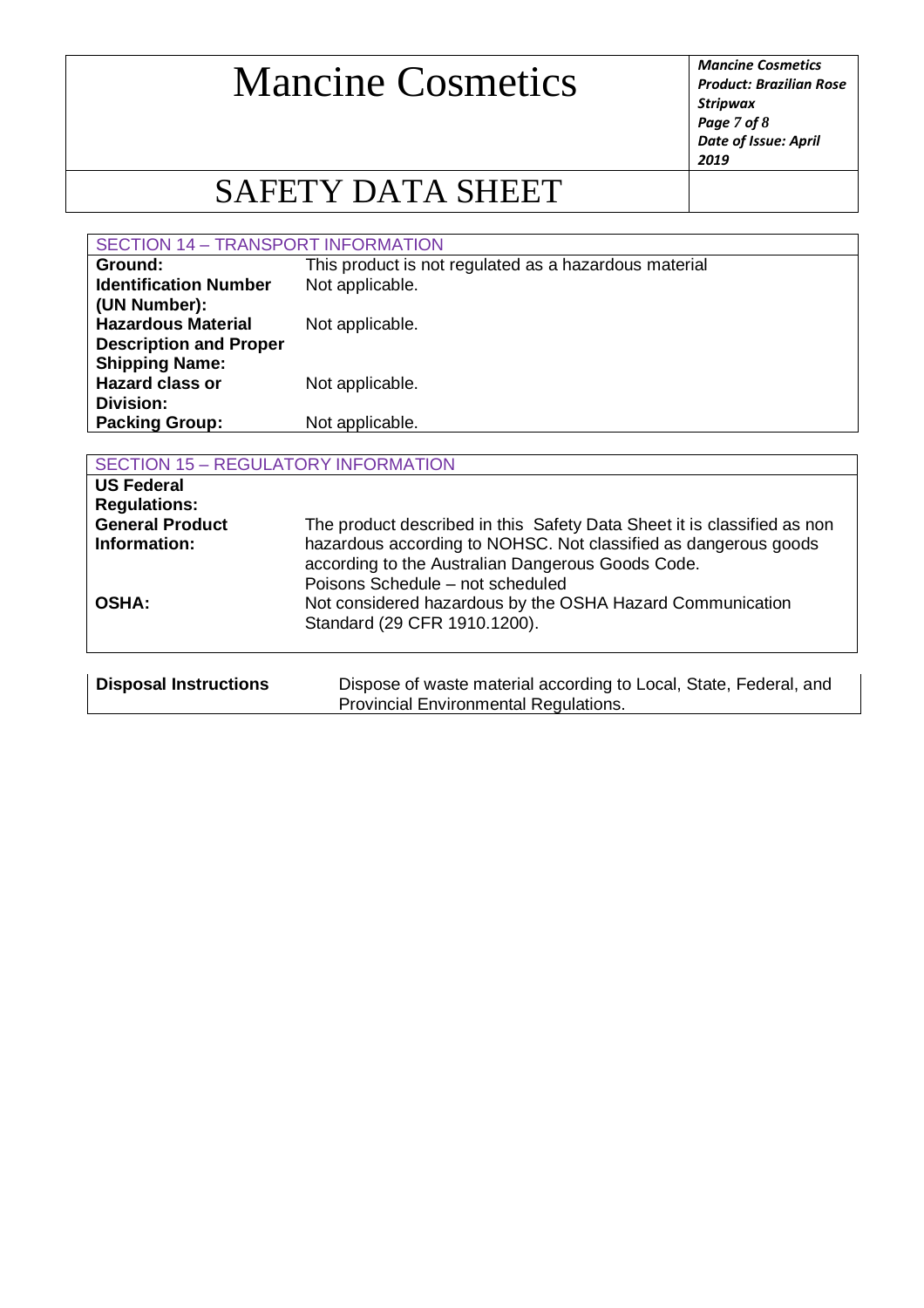## SECTION 14 – TRANSPORT INFORMATION

| | |
|---|---|
| **Ground:** | This product is not regulated as a hazardous material |
| **Identification Number (UN Number):** | Not applicable. |
| **Hazardous Material Description and Proper Shipping Name:** | Not applicable. |
| **Hazard class or Division:** | Not applicable. |
| **Packing Group:** | Not applicable. |

## SECTION 15 – REGULATORY INFORMATION

| | |
|---|---|
| **US Federal Regulations:** | |
| **General Product Information:** | The product described in this Safety Data Sheet it is classified as non hazardous according to NOHSC. Not classified as dangerous goods according to the Australian Dangerous Goods Code. Poisons Schedule – not scheduled |
| **OSHA:** | Not considered hazardous by the OSHA Hazard Communication Standard (29 CFR 1910.1200). |

| | |
|---|---|
| **Disposal Instructions** | Dispose of waste material according to Local, State, Federal, and Provincial Environmental Regulations. |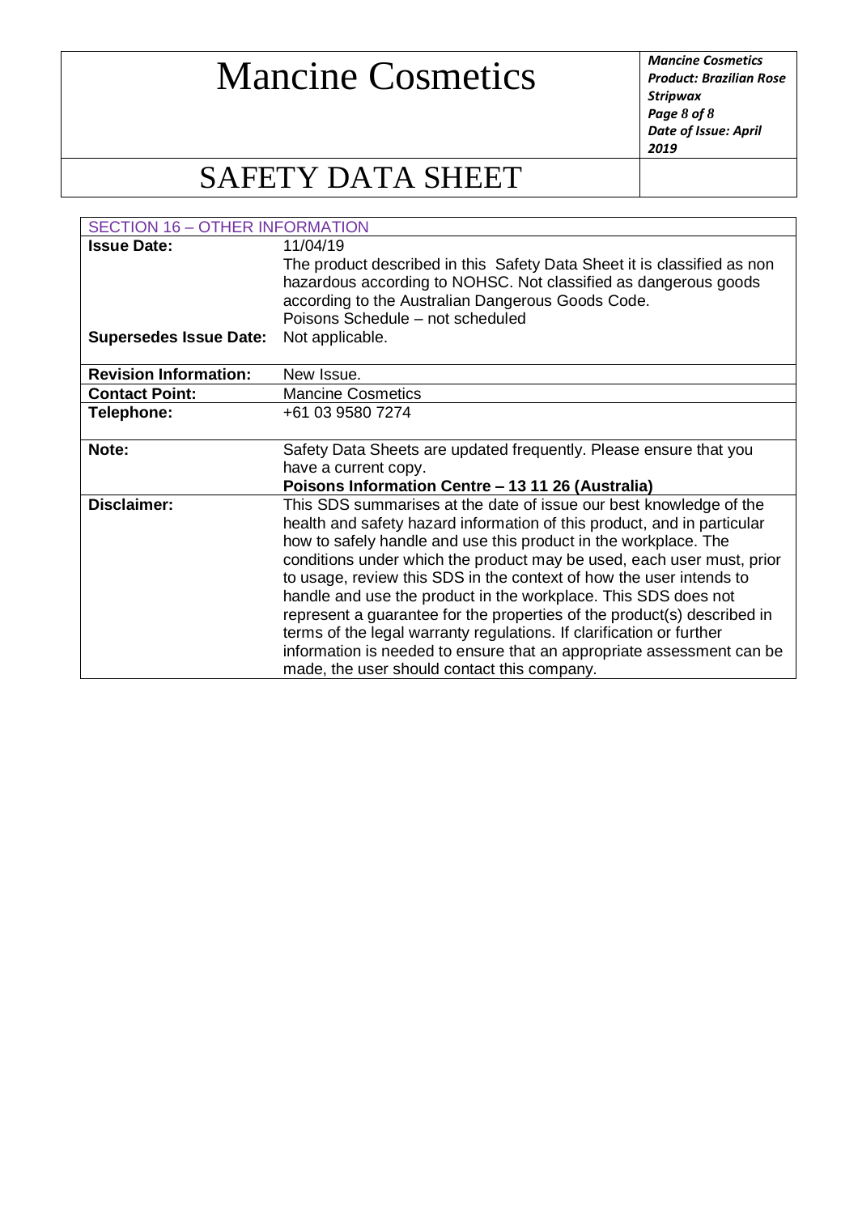## SECTION 16 – OTHER INFORMATION

| | |
|---|---|
| **Issue Date:** | 11/04/19<br>The product described in this Safety Data Sheet it is classified as non hazardous according to NOHSC. Not classified as dangerous goods according to the Australian Dangerous Goods Code.<br>Poisons Schedule – not scheduled |
| **Supersedes Issue Date:** | Not applicable. |
| **Revision Information:** | New Issue. |
| **Contact Point:** | Mancine Cosmetics |
| **Telephone:** | +61 03 9580 7274 |
| **Note:** | Safety Data Sheets are updated frequently. Please ensure that you have a current copy.<br>**Poisons Information Centre – 13 11 26 (Australia)** |
| **Disclaimer:** | This SDS summarises at the date of issue our best knowledge of the health and safety hazard information of this product, and in particular how to safely handle and use this product in the workplace. The conditions under which the product may be used, each user must, prior to usage, review this SDS in the context of how the user intends to handle and use the product in the workplace. This SDS does not represent a guarantee for the properties of the product(s) described in terms of the legal warranty regulations. If clarification or further information is needed to ensure that an appropriate assessment can be made, the user should contact this company. |